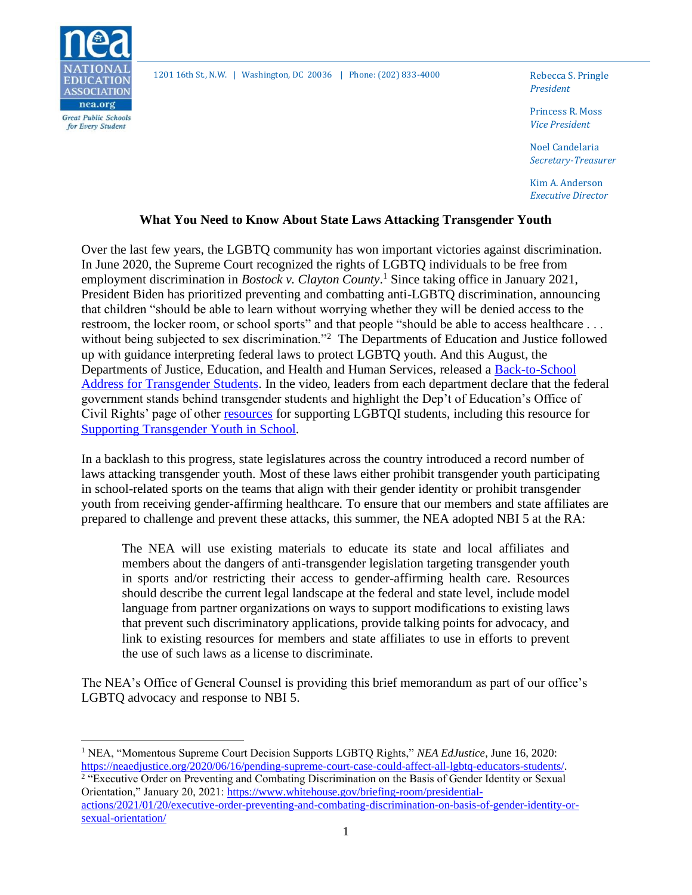1201 16th St., N.W. | Washington, DC 20036 | Phone: (202) 833-4000

Rebecca S. Pringle
*President*

Princess R. Moss
*Vice President*

Noel Candelaria
*Secretary-Treasurer*

Kim A. Anderson
*Executive Director*

**What You Need to Know About State Laws Attacking Transgender Youth**

Over the last few years, the LGBTQ community has won important victories against discrimination. In June 2020, the Supreme Court recognized the rights of LGBTQ individuals to be free from employment discrimination in *Bostock v. Clayton County*.[1] Since taking office in January 2021, President Biden has prioritized preventing and combatting anti-LGBTQ discrimination, announcing that children "should be able to learn without worrying whether they will be denied access to the restroom, the locker room, or school sports" and that people "should be able to access healthcare . . . without being subjected to sex discrimination."[2] The Departments of Education and Justice followed up with guidance interpreting federal laws to protect LGBTQ youth. And this August, the Departments of Justice, Education, and Health and Human Services, released a [Back-to-School Address for Transgender Students](). In the video, leaders from each department declare that the federal government stands behind transgender students and highlight the Dep't of Education's Office of Civil Rights' page of other [resources]() for supporting LGBTQI students, including this resource for [Supporting Transgender Youth in School]().

In a backlash to this progress, state legislatures across the country introduced a record number of laws attacking transgender youth. Most of these laws either prohibit transgender youth participating in school-related sports on the teams that align with their gender identity or prohibit transgender youth from receiving gender-affirming healthcare. To ensure that our members and state affiliates are prepared to challenge and prevent these attacks, this summer, the NEA adopted NBI 5 at the RA:

> The NEA will use existing materials to educate its state and local affiliates and members about the dangers of anti-transgender legislation targeting transgender youth in sports and/or restricting their access to gender-affirming health care. Resources should describe the current legal landscape at the federal and state level, include model language from partner organizations on ways to support modifications to existing laws that prevent such discriminatory applications, provide talking points for advocacy, and link to existing resources for members and state affiliates to use in efforts to prevent the use of such laws as a license to discriminate.

The NEA's Office of General Counsel is providing this brief memorandum as part of our office's LGBTQ advocacy and response to NBI 5.

---

[1] NEA, "Momentous Supreme Court Decision Supports LGBTQ Rights," *NEA EdJustice*, June 16, 2020: https://neaedjustice.org/2020/06/16/pending-supreme-court-case-could-affect-all-lgbtq-educators-students/.

[2] "Executive Order on Preventing and Combating Discrimination on the Basis of Gender Identity or Sexual Orientation," January 20, 2021: https://www.whitehouse.gov/briefing-room/presidential-actions/2021/01/20/executive-order-preventing-and-combating-discrimination-on-basis-of-gender-identity-or-sexual-orientation/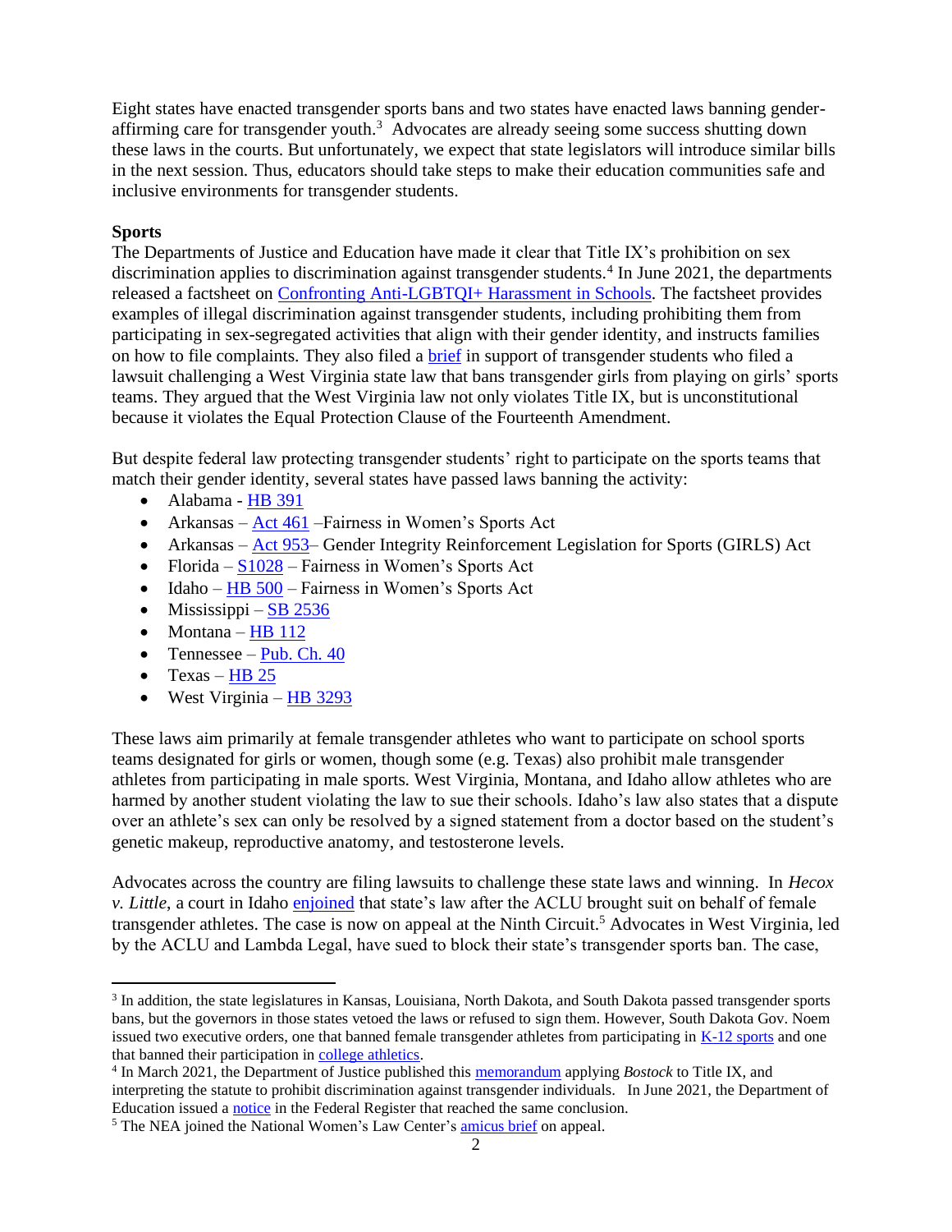Eight states have enacted transgender sports bans and two states have enacted laws banning gender-affirming care for transgender youth.[3] Advocates are already seeing some success shutting down these laws in the courts. But unfortunately, we expect that state legislators will introduce similar bills in the next session. Thus, educators should take steps to make their education communities safe and inclusive environments for transgender students.

**Sports**

The Departments of Justice and Education have made it clear that Title IX's prohibition on sex discrimination applies to discrimination against transgender students.[4] In June 2021, the departments released a factsheet on Confronting Anti-LGBTQI+ Harassment in Schools. The factsheet provides examples of illegal discrimination against transgender students, including prohibiting them from participating in sex-segregated activities that align with their gender identity, and instructs families on how to file complaints. They also filed a brief in support of transgender students who filed a lawsuit challenging a West Virginia state law that bans transgender girls from playing on girls' sports teams. They argued that the West Virginia law not only violates Title IX, but is unconstitutional because it violates the Equal Protection Clause of the Fourteenth Amendment.

But despite federal law protecting transgender students' right to participate on the sports teams that match their gender identity, several states have passed laws banning the activity:

- Alabama - HB 391
- Arkansas – Act 461 –Fairness in Women's Sports Act
- Arkansas – Act 953– Gender Integrity Reinforcement Legislation for Sports (GIRLS) Act
- Florida – S1028 – Fairness in Women's Sports Act
- Idaho – HB 500 – Fairness in Women's Sports Act
- Mississippi – SB 2536
- Montana – HB 112
- Tennessee – Pub. Ch. 40
- Texas – HB 25
- West Virginia – HB 3293

These laws aim primarily at female transgender athletes who want to participate on school sports teams designated for girls or women, though some (e.g. Texas) also prohibit male transgender athletes from participating in male sports. West Virginia, Montana, and Idaho allow athletes who are harmed by another student violating the law to sue their schools. Idaho's law also states that a dispute over an athlete's sex can only be resolved by a signed statement from a doctor based on the student's genetic makeup, reproductive anatomy, and testosterone levels.

Advocates across the country are filing lawsuits to challenge these state laws and winning. In *Hecox v. Little*, a court in Idaho enjoined that state's law after the ACLU brought suit on behalf of female transgender athletes. The case is now on appeal at the Ninth Circuit.[5] Advocates in West Virginia, led by the ACLU and Lambda Legal, have sued to block their state's transgender sports ban. The case,

---

[3] In addition, the state legislatures in Kansas, Louisiana, North Dakota, and South Dakota passed transgender sports bans, but the governors in those states vetoed the laws or refused to sign them. However, South Dakota Gov. Noem issued two executive orders, one that banned female transgender athletes from participating in K-12 sports and one that banned their participation in college athletics.

[4] In March 2021, the Department of Justice published this memorandum applying *Bostock* to Title IX, and interpreting the statute to prohibit discrimination against transgender individuals. In June 2021, the Department of Education issued a notice in the Federal Register that reached the same conclusion.

[5] The NEA joined the National Women's Law Center's amicus brief on appeal.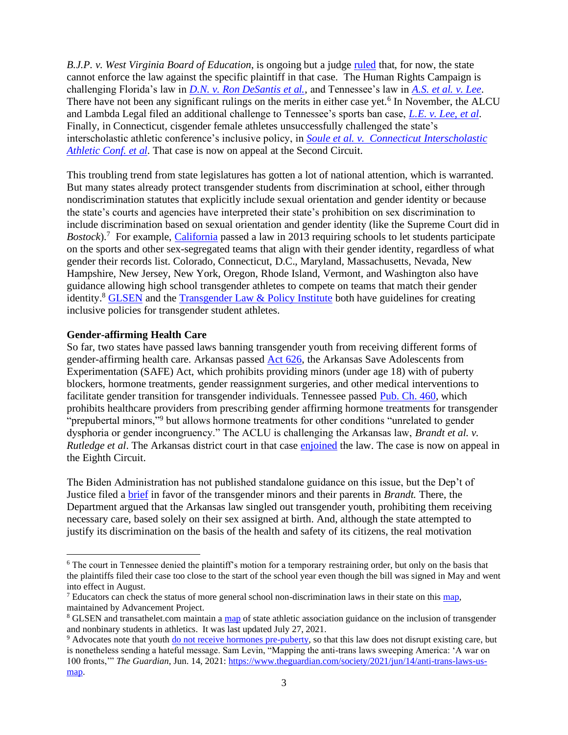*B.J.P. v. West Virginia Board of Education*, is ongoing but a judge ruled that, for now, the state cannot enforce the law against the specific plaintiff in that case. The Human Rights Campaign is challenging Florida's law in *D.N. v. Ron DeSantis et al.*, and Tennessee's law in *A.S. et al. v. Lee*. There have not been any significant rulings on the merits in either case yet.[6] In November, the ALCU and Lambda Legal filed an additional challenge to Tennessee's sports ban case, *L.E. v. Lee, et al*. Finally, in Connecticut, cisgender female athletes unsuccessfully challenged the state's interscholastic athletic conference's inclusive policy, in *Soule et al. v. Connecticut Interscholastic Athletic Conf. et al*. That case is now on appeal at the Second Circuit.

This troubling trend from state legislatures has gotten a lot of national attention, which is warranted. But many states already protect transgender students from discrimination at school, either through nondiscrimination statutes that explicitly include sexual orientation and gender identity or because the state's courts and agencies have interpreted their state's prohibition on sex discrimination to include discrimination based on sexual orientation and gender identity (like the Supreme Court did in *Bostock*).[7] For example, California passed a law in 2013 requiring schools to let students participate on the sports and other sex-segregated teams that align with their gender identity, regardless of what gender their records list. Colorado, Connecticut, D.C., Maryland, Massachusetts, Nevada, New Hampshire, New Jersey, New York, Oregon, Rhode Island, Vermont, and Washington also have guidance allowing high school transgender athletes to compete on teams that match their gender identity.[8] GLSEN and the Transgender Law & Policy Institute both have guidelines for creating inclusive policies for transgender student athletes.

**Gender-affirming Health Care**

So far, two states have passed laws banning transgender youth from receiving different forms of gender-affirming health care. Arkansas passed Act 626, the Arkansas Save Adolescents from Experimentation (SAFE) Act, which prohibits providing minors (under age 18) with of puberty blockers, hormone treatments, gender reassignment surgeries, and other medical interventions to facilitate gender transition for transgender individuals. Tennessee passed Pub. Ch. 460, which prohibits healthcare providers from prescribing gender affirming hormone treatments for transgender "prepubertal minors,"[9] but allows hormone treatments for other conditions "unrelated to gender dysphoria or gender incongruency." The ACLU is challenging the Arkansas law, *Brandt et al. v. Rutledge et al*. The Arkansas district court in that case enjoined the law. The case is now on appeal in the Eighth Circuit.

The Biden Administration has not published standalone guidance on this issue, but the Dep't of Justice filed a brief in favor of the transgender minors and their parents in *Brandt.* There, the Department argued that the Arkansas law singled out transgender youth, prohibiting them receiving necessary care, based solely on their sex assigned at birth. And, although the state attempted to justify its discrimination on the basis of the health and safety of its citizens, the real motivation

---

[6] The court in Tennessee denied the plaintiff's motion for a temporary restraining order, but only on the basis that the plaintiffs filed their case too close to the start of the school year even though the bill was signed in May and went into effect in August.

[7] Educators can check the status of more general school non-discrimination laws in their state on this map, maintained by Advancement Project.

[8] GLSEN and transathelet.com maintain a map of state athletic association guidance on the inclusion of transgender and nonbinary students in athletics. It was last updated July 27, 2021.

[9] Advocates note that youth do not receive hormones pre-puberty, so that this law does not disrupt existing care, but is nonetheless sending a hateful message. Sam Levin, "Mapping the anti-trans laws sweeping America: 'A war on 100 fronts,'" *The Guardian*, Jun. 14, 2021: https://www.theguardian.com/society/2021/jun/14/anti-trans-laws-us-map.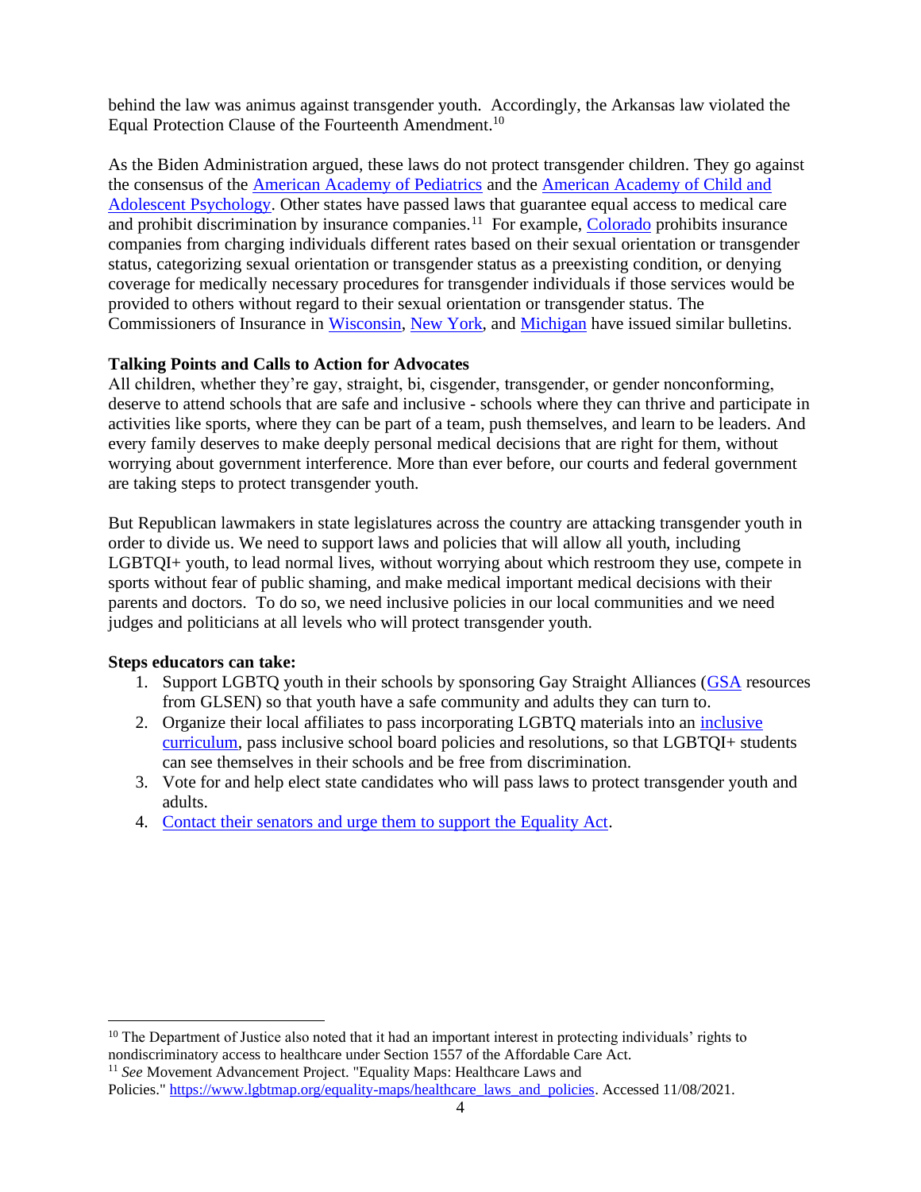behind the law was animus against transgender youth. Accordingly, the Arkansas law violated the Equal Protection Clause of the Fourteenth Amendment.[10]

As the Biden Administration argued, these laws do not protect transgender children. They go against the consensus of the American Academy of Pediatrics and the American Academy of Child and Adolescent Psychology. Other states have passed laws that guarantee equal access to medical care and prohibit discrimination by insurance companies.[11] For example, Colorado prohibits insurance companies from charging individuals different rates based on their sexual orientation or transgender status, categorizing sexual orientation or transgender status as a preexisting condition, or denying coverage for medically necessary procedures for transgender individuals if those services would be provided to others without regard to their sexual orientation or transgender status. The Commissioners of Insurance in Wisconsin, New York, and Michigan have issued similar bulletins.

**Talking Points and Calls to Action for Advocates**

All children, whether they're gay, straight, bi, cisgender, transgender, or gender nonconforming, deserve to attend schools that are safe and inclusive - schools where they can thrive and participate in activities like sports, where they can be part of a team, push themselves, and learn to be leaders. And every family deserves to make deeply personal medical decisions that are right for them, without worrying about government interference. More than ever before, our courts and federal government are taking steps to protect transgender youth.

But Republican lawmakers in state legislatures across the country are attacking transgender youth in order to divide us. We need to support laws and policies that will allow all youth, including LGBTQI+ youth, to lead normal lives, without worrying about which restroom they use, compete in sports without fear of public shaming, and make important medical decisions with their parents and doctors. To do so, we need inclusive policies in our local communities and we need judges and politicians at all levels who will protect transgender youth.

**Steps educators can take:**

1. Support LGBTQ youth in their schools by sponsoring Gay Straight Alliances (GSA resources from GLSEN) so that youth have a safe community and adults they can turn to.
2. Organize their local affiliates to pass incorporating LGBTQ materials into an inclusive curriculum, pass inclusive school board policies and resolutions, so that LGBTQI+ students can see themselves in their schools and be free from discrimination.
3. Vote for and help elect state candidates who will pass laws to protect transgender youth and adults.
4. Contact their senators and urge them to support the Equality Act.

---

[10] The Department of Justice also noted that it had an important interest in protecting individuals' rights to nondiscriminatory access to healthcare under Section 1557 of the Affordable Care Act.

[11] *See* Movement Advancement Project. "Equality Maps: Healthcare Laws and Policies." https://www.lgbtmap.org/equality-maps/healthcare_laws_and_policies. Accessed 11/08/2021.